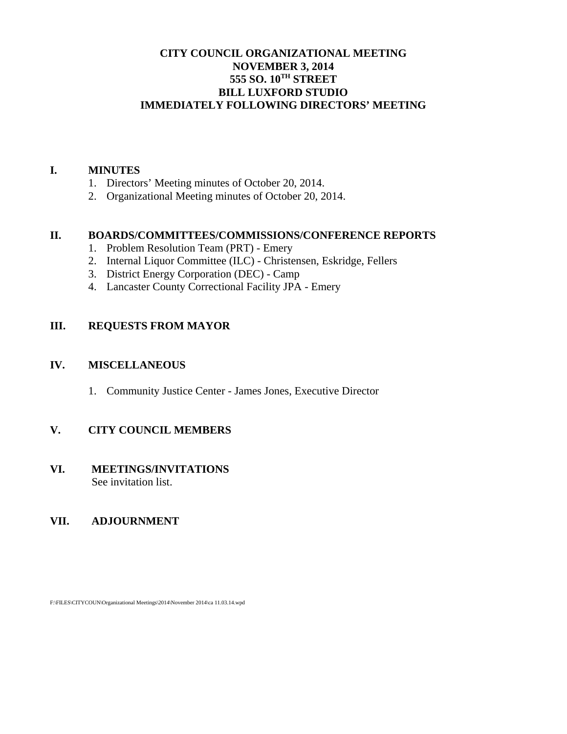# CITY COUNCIL ORGANIZATIONAL MEETING
# NOVEMBER 3, 2014
# 555 SO. 10$^{TH}$ STREET
# BILL LUXFORD STUDIO
# IMMEDIATELY FOLLOWING DIRECTORS' MEETING

## I. MINUTES

1. Directors' Meeting minutes of October 20, 2014.
2. Organizational Meeting minutes of October 20, 2014.

## II. BOARDS/COMMITTEES/COMMISSIONS/CONFERENCE REPORTS

1. Problem Resolution Team (PRT) - Emery
2. Internal Liquor Committee (ILC) - Christensen, Eskridge, Fellers
3. District Energy Corporation (DEC) - Camp
4. Lancaster County Correctional Facility JPA - Emery

## III. REQUESTS FROM MAYOR

## IV. MISCELLANEOUS

1. Community Justice Center - James Jones, Executive Director

## V. CITY COUNCIL MEMBERS

## VI. MEETINGS/INVITATIONS

See invitation list.

## VII. ADJOURNMENT

F:\FILES\CITYCOUN\Organizational Meetings\2014\November 2014\ca 11.03.14.wpd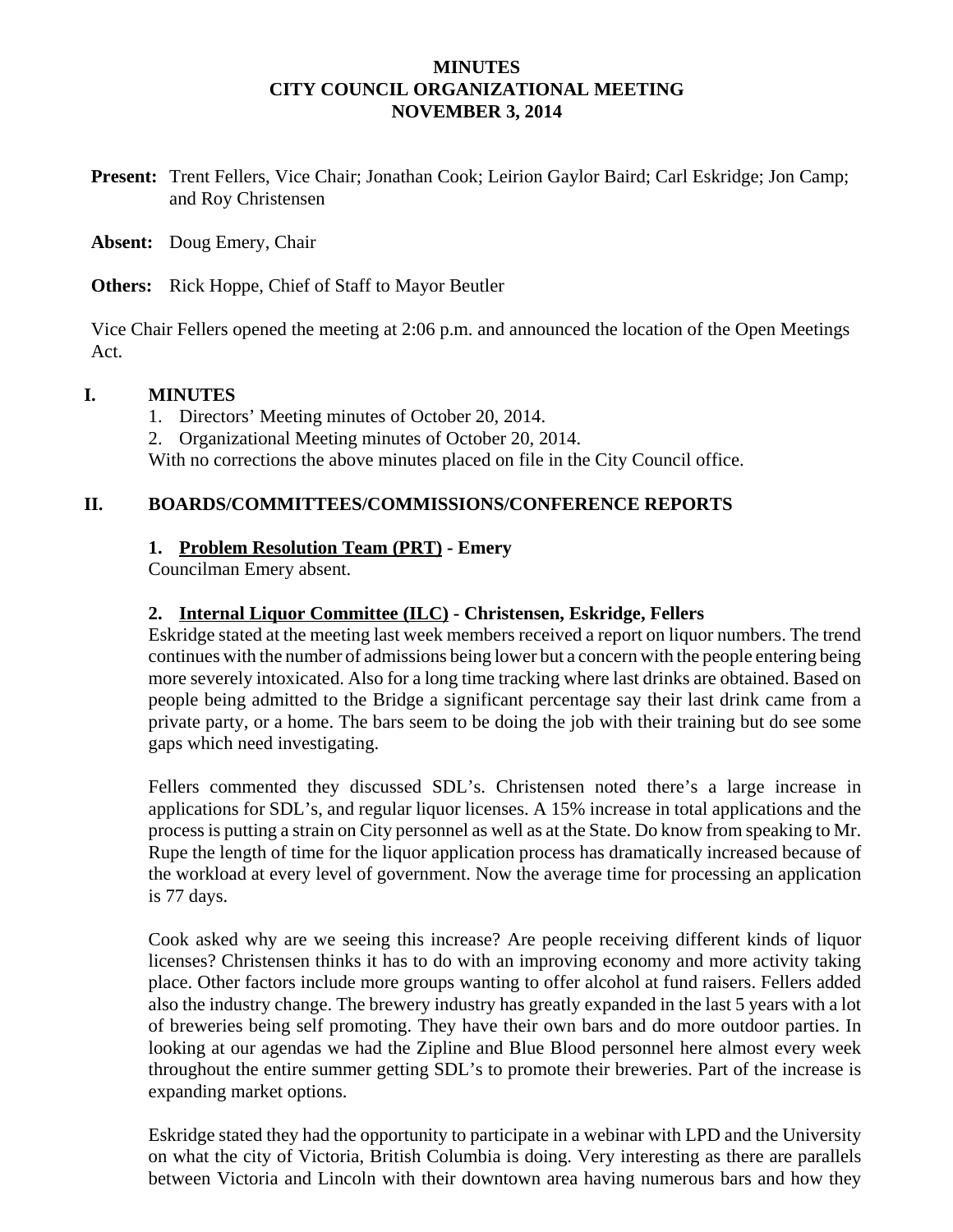# MINUTES
# CITY COUNCIL ORGANIZATIONAL MEETING
# NOVEMBER 3, 2014

**Present:** Trent Fellers, Vice Chair; Jonathan Cook; Leirion Gaylor Baird; Carl Eskridge; Jon Camp; and Roy Christensen

**Absent:** Doug Emery, Chair

**Others:** Rick Hoppe, Chief of Staff to Mayor Beutler

Vice Chair Fellers opened the meeting at 2:06 p.m. and announced the location of the Open Meetings Act.

## I. MINUTES

1. Directors' Meeting minutes of October 20, 2014.
2. Organizational Meeting minutes of October 20, 2014.

With no corrections the above minutes placed on file in the City Council office.

## II. BOARDS/COMMITTEES/COMMISSIONS/CONFERENCE REPORTS

### 1. Problem Resolution Team (PRT) - Emery

Councilman Emery absent.

### 2. Internal Liquor Committee (ILC) - Christensen, Eskridge, Fellers

Eskridge stated at the meeting last week members received a report on liquor numbers. The trend continues with the number of admissions being lower but a concern with the people entering being more severely intoxicated. Also for a long time tracking where last drinks are obtained. Based on people being admitted to the Bridge a significant percentage say their last drink came from a private party, or a home. The bars seem to be doing the job with their training but do see some gaps which need investigating.

Fellers commented they discussed SDL's. Christensen noted there's a large increase in applications for SDL's, and regular liquor licenses. A 15% increase in total applications and the process is putting a strain on City personnel as well as at the State. Do know from speaking to Mr. Rupe the length of time for the liquor application process has dramatically increased because of the workload at every level of government. Now the average time for processing an application is 77 days.

Cook asked why are we seeing this increase? Are people receiving different kinds of liquor licenses? Christensen thinks it has to do with an improving economy and more activity taking place. Other factors include more groups wanting to offer alcohol at fund raisers. Fellers added also the industry change. The brewery industry has greatly expanded in the last 5 years with a lot of breweries being self promoting. They have their own bars and do more outdoor parties. In looking at our agendas we had the Zipline and Blue Blood personnel here almost every week throughout the entire summer getting SDL's to promote their breweries. Part of the increase is expanding market options.

Eskridge stated they had the opportunity to participate in a webinar with LPD and the University on what the city of Victoria, British Columbia is doing. Very interesting as there are parallels between Victoria and Lincoln with their downtown area having numerous bars and how they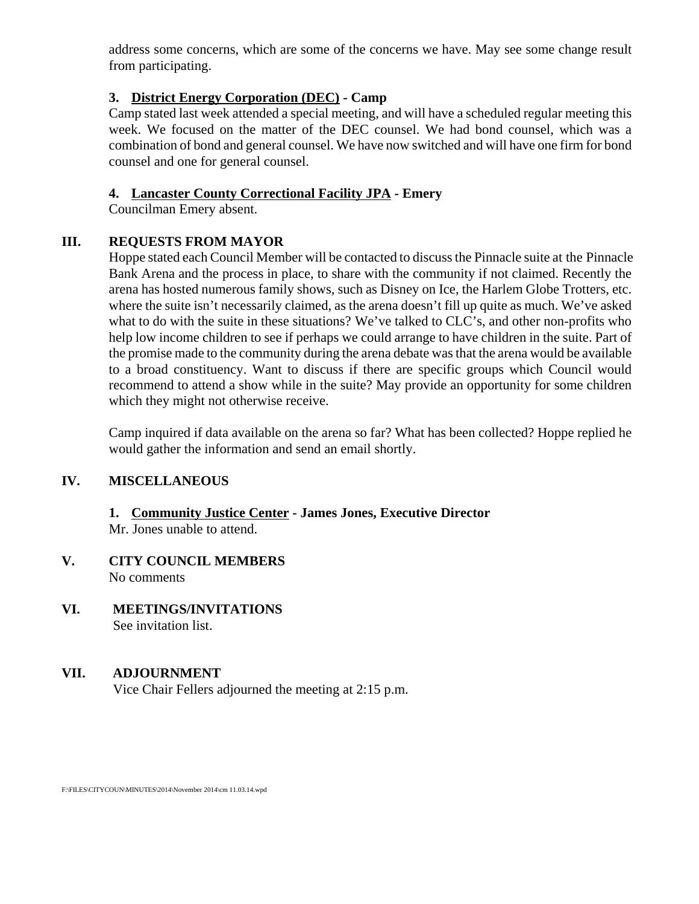address some concerns, which are some of the concerns we have. May see some change result from participating.

**3. District Energy Corporation (DEC) - Camp**

Camp stated last week attended a special meeting, and will have a scheduled regular meeting this week. We focused on the matter of the DEC counsel. We had bond counsel, which was a combination of bond and general counsel. We have now switched and will have one firm for bond counsel and one for general counsel.

**4. Lancaster County Correctional Facility JPA - Emery**

Councilman Emery absent.

## III. REQUESTS FROM MAYOR

Hoppe stated each Council Member will be contacted to discuss the Pinnacle suite at the Pinnacle Bank Arena and the process in place, to share with the community if not claimed. Recently the arena has hosted numerous family shows, such as Disney on Ice, the Harlem Globe Trotters, etc. where the suite isn't necessarily claimed, as the arena doesn't fill up quite as much. We've asked what to do with the suite in these situations? We've talked to CLC's, and other non-profits who help low income children to see if perhaps we could arrange to have children in the suite. Part of the promise made to the community during the arena debate was that the arena would be available to a broad constituency. Want to discuss if there are specific groups which Council would recommend to attend a show while in the suite? May provide an opportunity for some children which they might not otherwise receive.

Camp inquired if data available on the arena so far? What has been collected? Hoppe replied he would gather the information and send an email shortly.

## IV. MISCELLANEOUS

**1. Community Justice Center - James Jones, Executive Director**

Mr. Jones unable to attend.

## V. CITY COUNCIL MEMBERS

No comments

## VI. MEETINGS/INVITATIONS

See invitation list.

## VII. ADJOURNMENT

Vice Chair Fellers adjourned the meeting at 2:15 p.m.

F:\FILES\CITYCOUN\MINUTES\2014\November 2014\cm 11.03.14.wpd